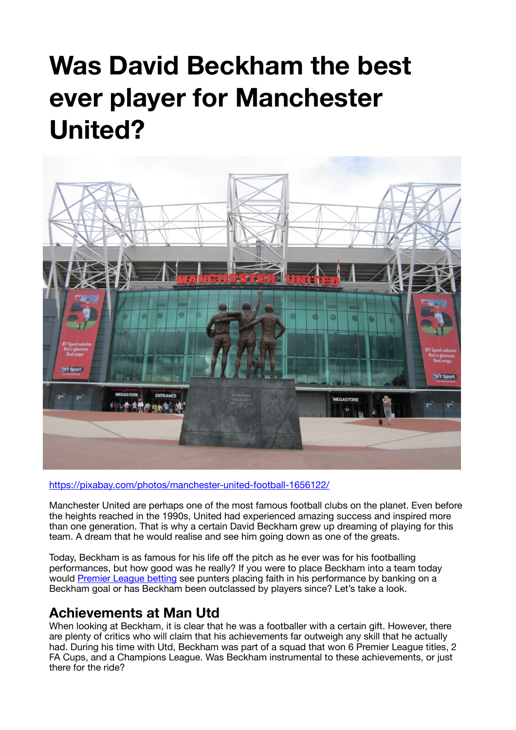# Was David Beckham the best ever player for Manchester United?

https://pixabay.com/photos/manchester-united-football-1656122/

Manchester United are perhaps one of the most famous football clubs on the planet. Even before the heights reached in the 1990s, United had experienced amazing success and inspired more than one generation. That is why a certain David Beckham grew up dreaming of playing for this team. A dream that he would realise and see him going down as one of the greats.

Today, Beckham is as famous for his life off the pitch as he ever was for his footballing performances, but how good was he really? If you were to place Beckham into a team today would [Premier League betting]() see punters placing faith in his performance by banking on a Beckham goal or has Beckham been outclassed by players since? Let's take a look.

## Achievements at Man Utd

When looking at Beckham, it is clear that he was a footballer with a certain gift. However, there are plenty of critics who will claim that his achievements far outweigh any skill that he actually had. During his time with Utd, Beckham was part of a squad that won 6 Premier League titles, 2 FA Cups, and a Champions League. Was Beckham instrumental to these achievements, or just there for the ride?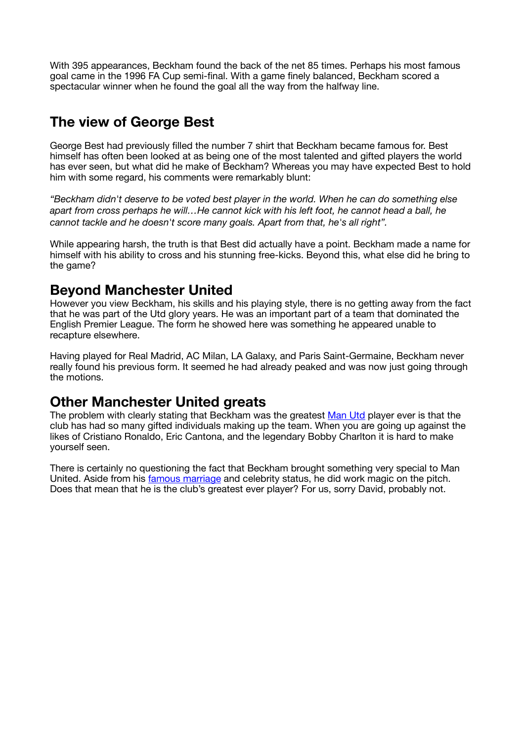With 395 appearances, Beckham found the back of the net 85 times. Perhaps his most famous goal came in the 1996 FA Cup semi-final. With a game finely balanced, Beckham scored a spectacular winner when he found the goal all the way from the halfway line.

## The view of George Best

George Best had previously filled the number 7 shirt that Beckham became famous for. Best himself has often been looked at as being one of the most talented and gifted players the world has ever seen, but what did he make of Beckham? Whereas you may have expected Best to hold him with some regard, his comments were remarkably blunt:

*"Beckham didn't deserve to be voted best player in the world. When he can do something else apart from cross perhaps he will…He cannot kick with his left foot, he cannot head a ball, he cannot tackle and he doesn't score many goals. Apart from that, he's all right".*

While appearing harsh, the truth is that Best did actually have a point. Beckham made a name for himself with his ability to cross and his stunning free-kicks. Beyond this, what else did he bring to the game?

## Beyond Manchester United

However you view Beckham, his skills and his playing style, there is no getting away from the fact that he was part of the Utd glory years. He was an important part of a team that dominated the English Premier League. The form he showed here was something he appeared unable to recapture elsewhere.

Having played for Real Madrid, AC Milan, LA Galaxy, and Paris Saint-Germaine, Beckham never really found his previous form. It seemed he had already peaked and was now just going through the motions.

## Other Manchester United greats

The problem with clearly stating that Beckham was the greatest Man Utd player ever is that the club has had so many gifted individuals making up the team. When you are going up against the likes of Cristiano Ronaldo, Eric Cantona, and the legendary Bobby Charlton it is hard to make yourself seen.

There is certainly no questioning the fact that Beckham brought something very special to Man United. Aside from his famous marriage and celebrity status, he did work magic on the pitch. Does that mean that he is the club's greatest ever player? For us, sorry David, probably not.